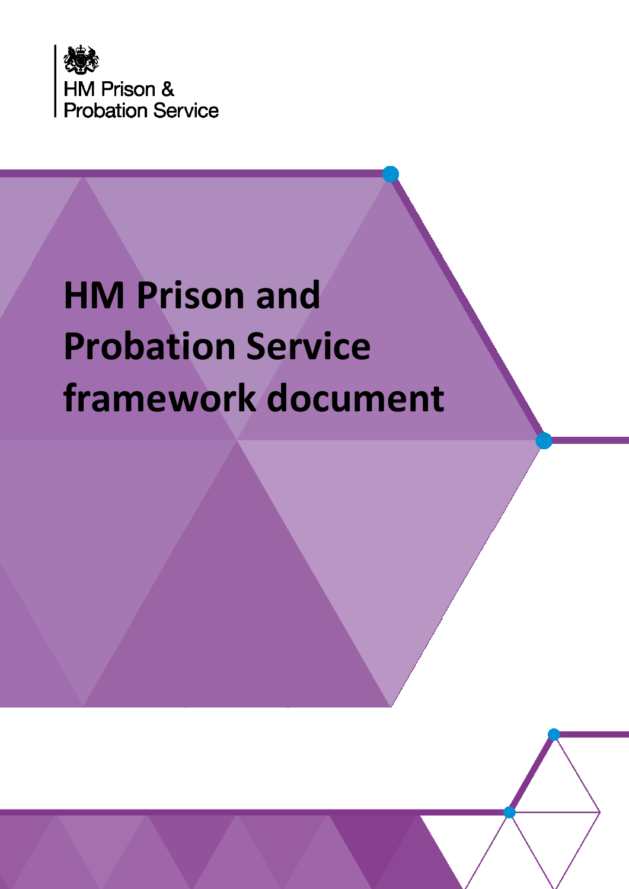HM Prison & Probation Service

# HM Prison and Probation Service framework document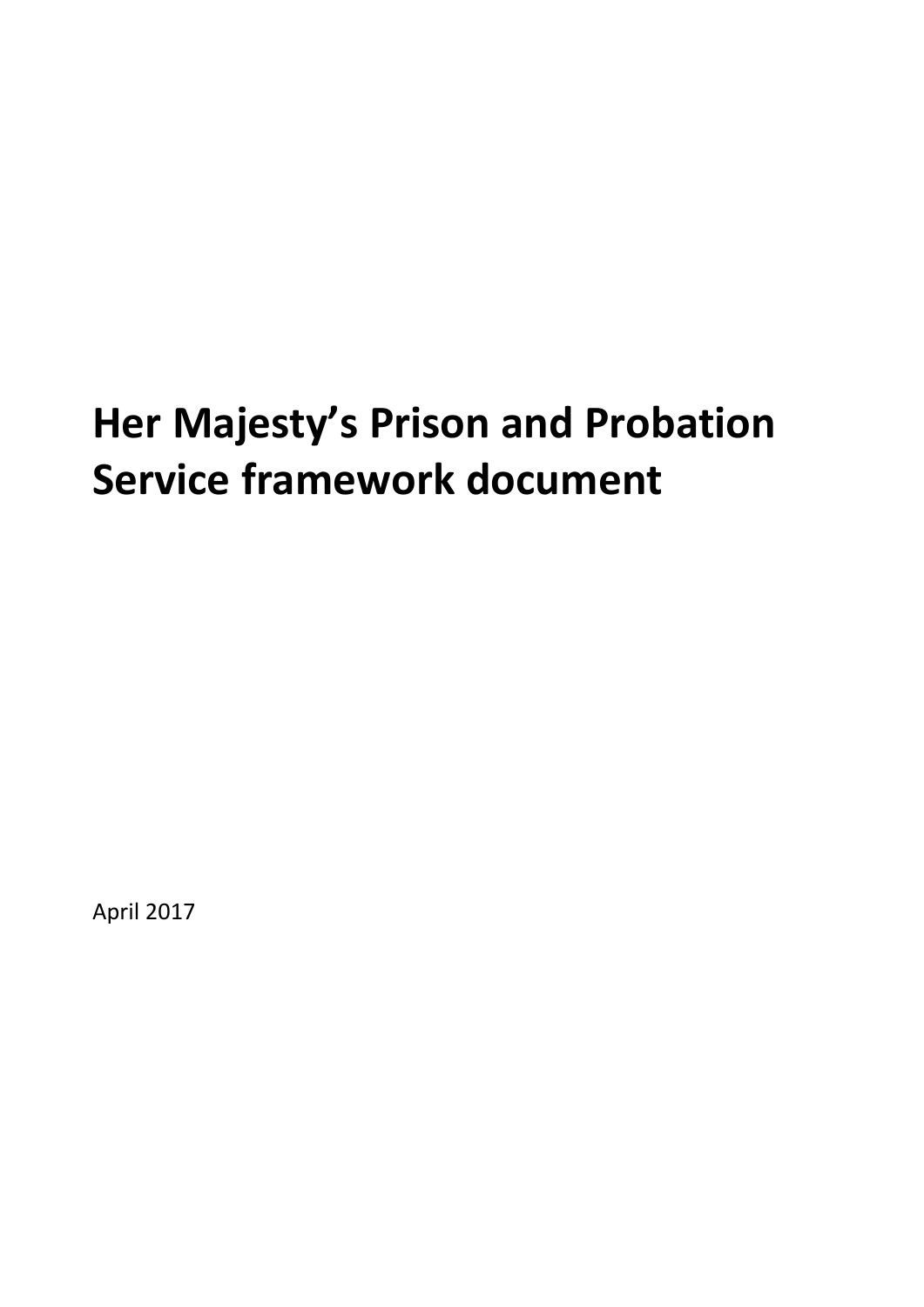# Her Majesty's Prison and Probation Service framework document

April 2017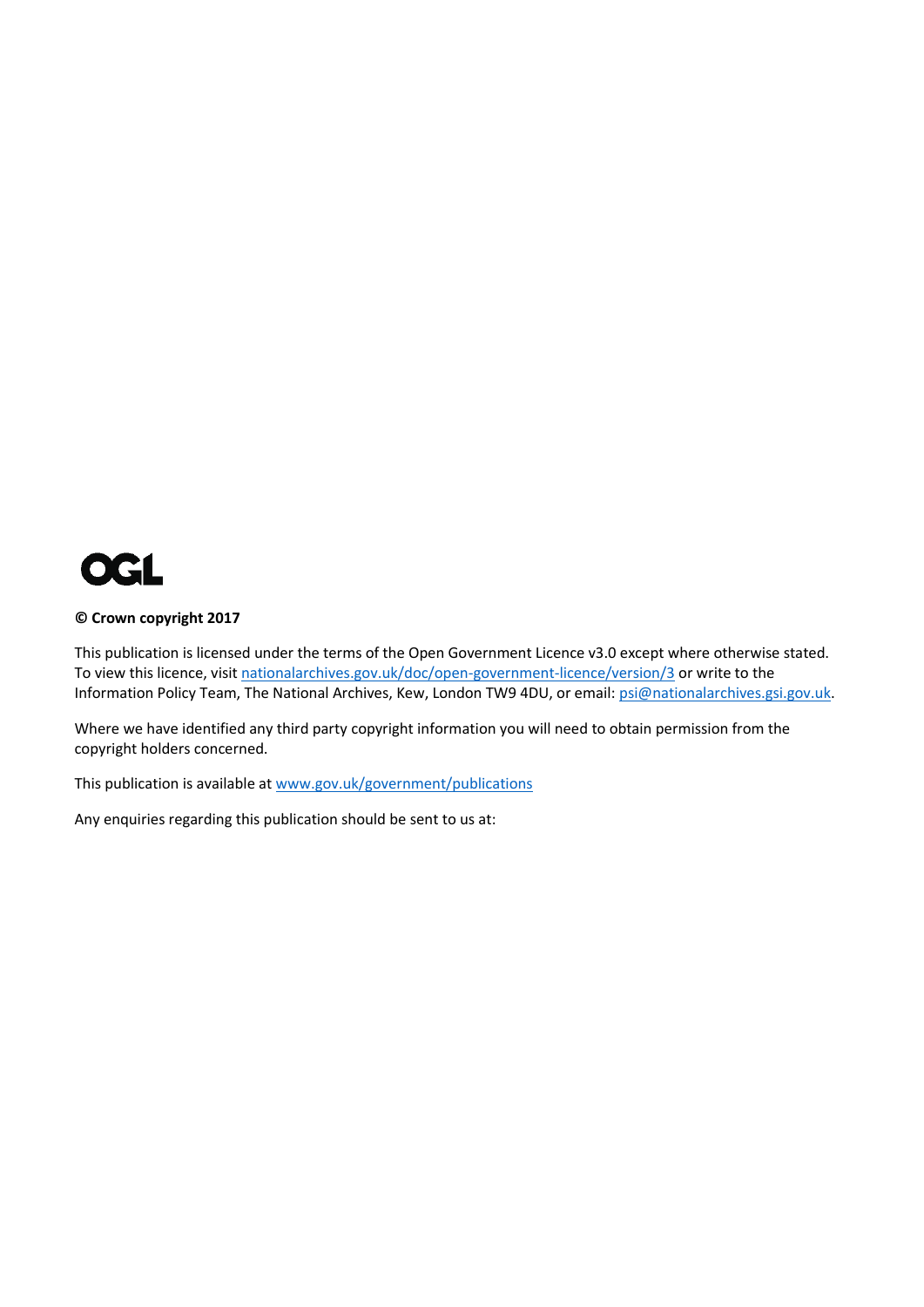OGL

**© Crown copyright 2017**

This publication is licensed under the terms of the Open Government Licence v3.0 except where otherwise stated. To view this licence, visit nationalarchives.gov.uk/doc/open-government-licence/version/3 or write to the Information Policy Team, The National Archives, Kew, London TW9 4DU, or email: psi@nationalarchives.gsi.gov.uk.

Where we have identified any third party copyright information you will need to obtain permission from the copyright holders concerned.

This publication is available at www.gov.uk/government/publications

Any enquiries regarding this publication should be sent to us at: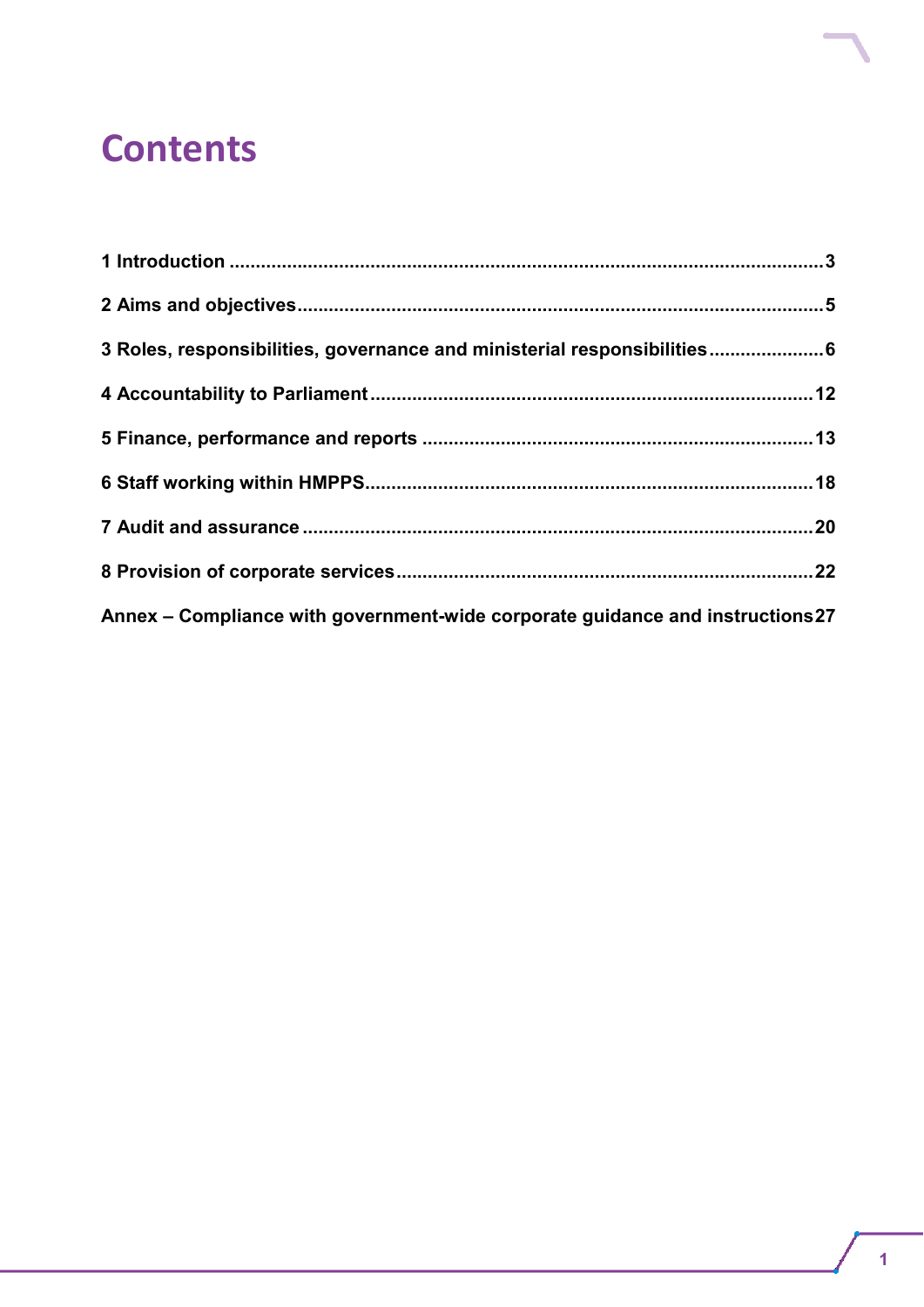# Contents

1 Introduction ........................................................................................................3

2 Aims and objectives...........................................................................................5

3 Roles, responsibilities, governance and ministerial responsibilities......................6

4 Accountability to Parliament ...............................................................................12

5 Finance, performance and reports ......................................................................13

6 Staff working within HMPPS................................................................................18

7 Audit and assurance ...........................................................................................20

8 Provision of corporate services...........................................................................22

Annex – Compliance with government-wide corporate guidance and instructions 27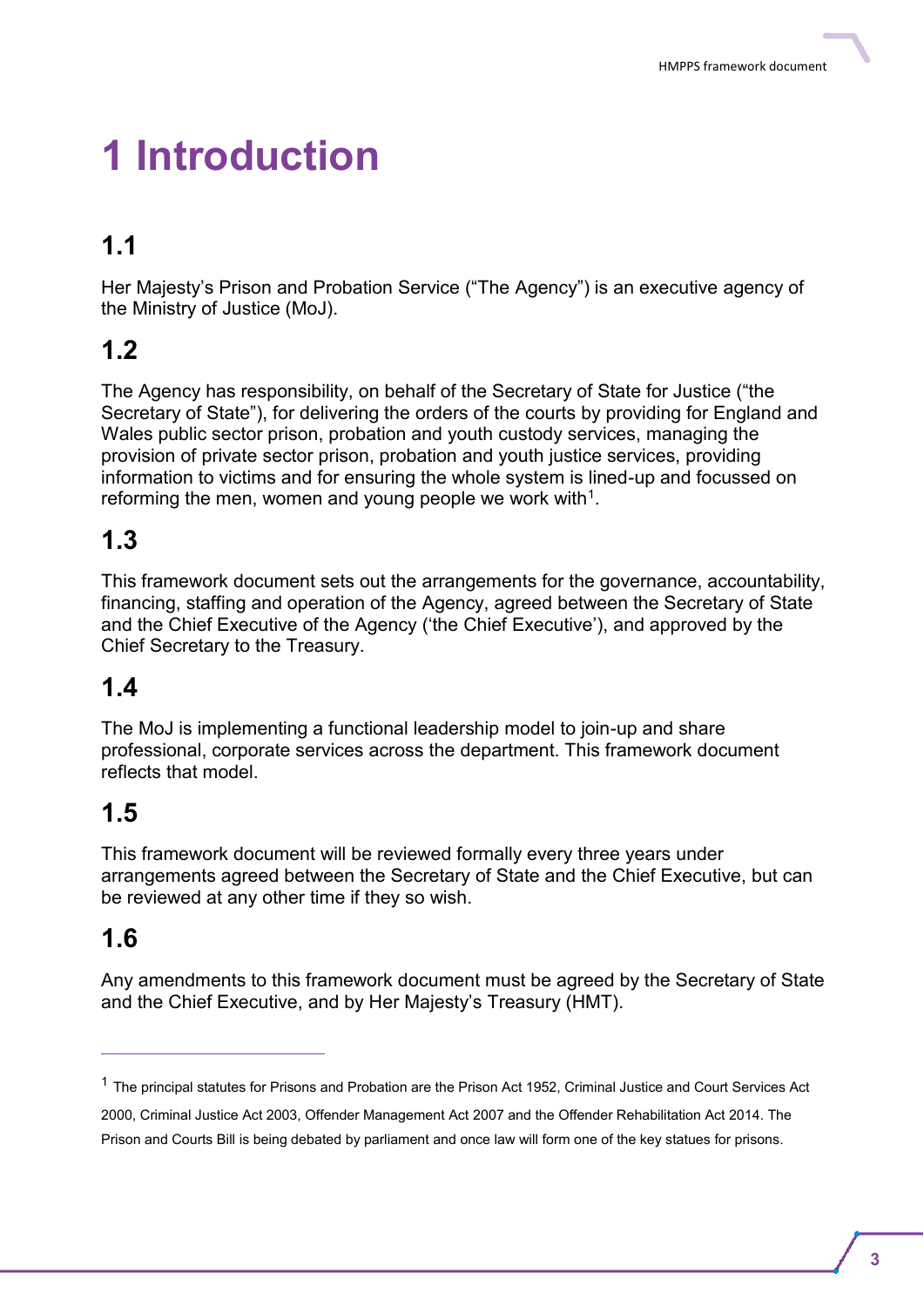# 1 Introduction

## 1.1

Her Majesty's Prison and Probation Service ("The Agency") is an executive agency of the Ministry of Justice (MoJ).

## 1.2

The Agency has responsibility, on behalf of the Secretary of State for Justice ("the Secretary of State"), for delivering the orders of the courts by providing for England and Wales public sector prison, probation and youth custody services, managing the provision of private sector prison, probation and youth justice services, providing information to victims and for ensuring the whole system is lined-up and focussed on reforming the men, women and young people we work with[1].

## 1.3

This framework document sets out the arrangements for the governance, accountability, financing, staffing and operation of the Agency, agreed between the Secretary of State and the Chief Executive of the Agency ('the Chief Executive'), and approved by the Chief Secretary to the Treasury.

## 1.4

The MoJ is implementing a functional leadership model to join-up and share professional, corporate services across the department. This framework document reflects that model.

## 1.5

This framework document will be reviewed formally every three years under arrangements agreed between the Secretary of State and the Chief Executive, but can be reviewed at any other time if they so wish.

## 1.6

Any amendments to this framework document must be agreed by the Secretary of State and the Chief Executive, and by Her Majesty's Treasury (HMT).

---

[1] The principal statutes for Prisons and Probation are the Prison Act 1952, Criminal Justice and Court Services Act 2000, Criminal Justice Act 2003, Offender Management Act 2007 and the Offender Rehabilitation Act 2014. The Prison and Courts Bill is being debated by parliament and once law will form one of the key statues for prisons.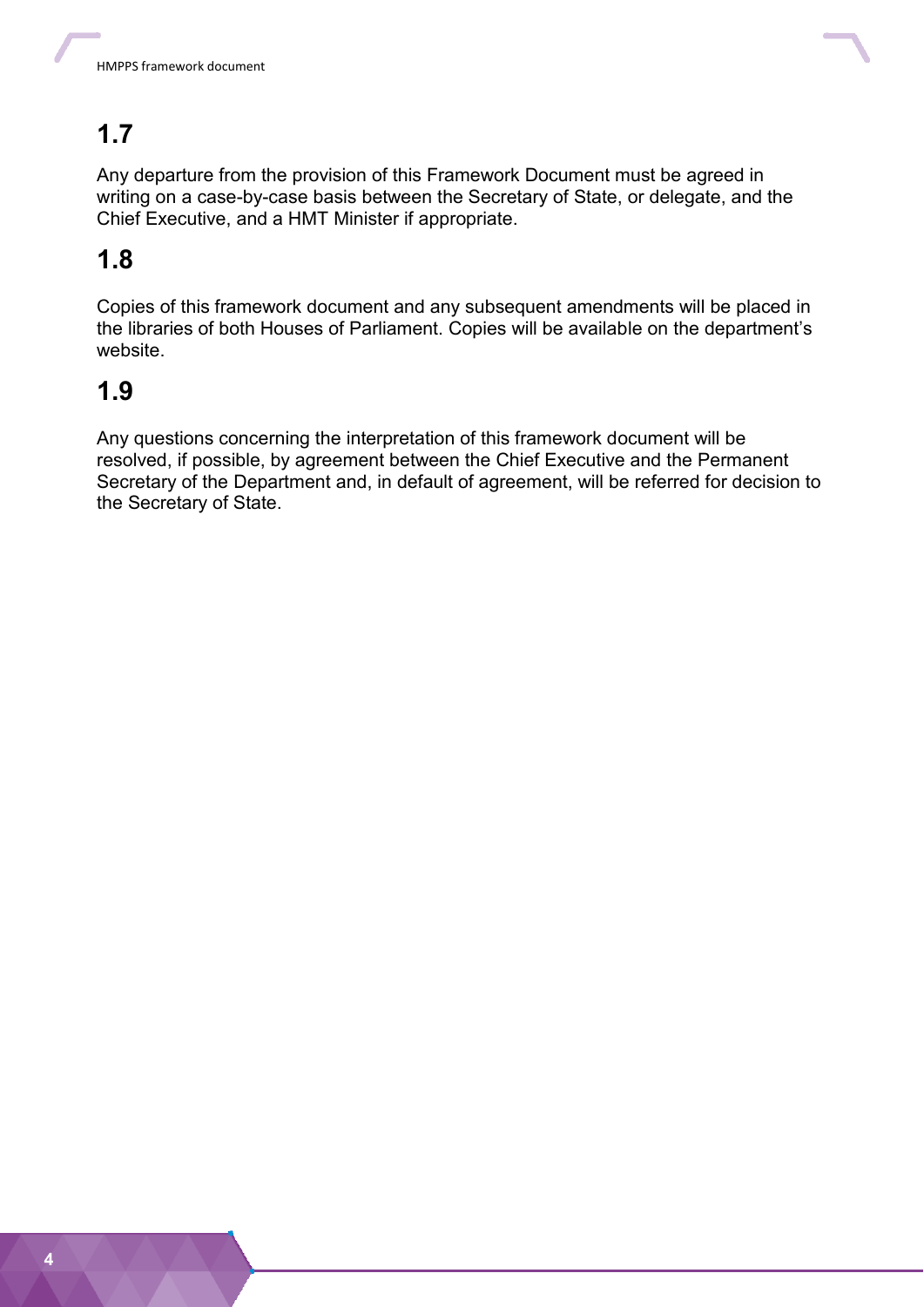## 1.7

Any departure from the provision of this Framework Document must be agreed in writing on a case-by-case basis between the Secretary of State, or delegate, and the Chief Executive, and a HMT Minister if appropriate.

## 1.8

Copies of this framework document and any subsequent amendments will be placed in the libraries of both Houses of Parliament. Copies will be available on the department's website.

## 1.9

Any questions concerning the interpretation of this framework document will be resolved, if possible, by agreement between the Chief Executive and the Permanent Secretary of the Department and, in default of agreement, will be referred for decision to the Secretary of State.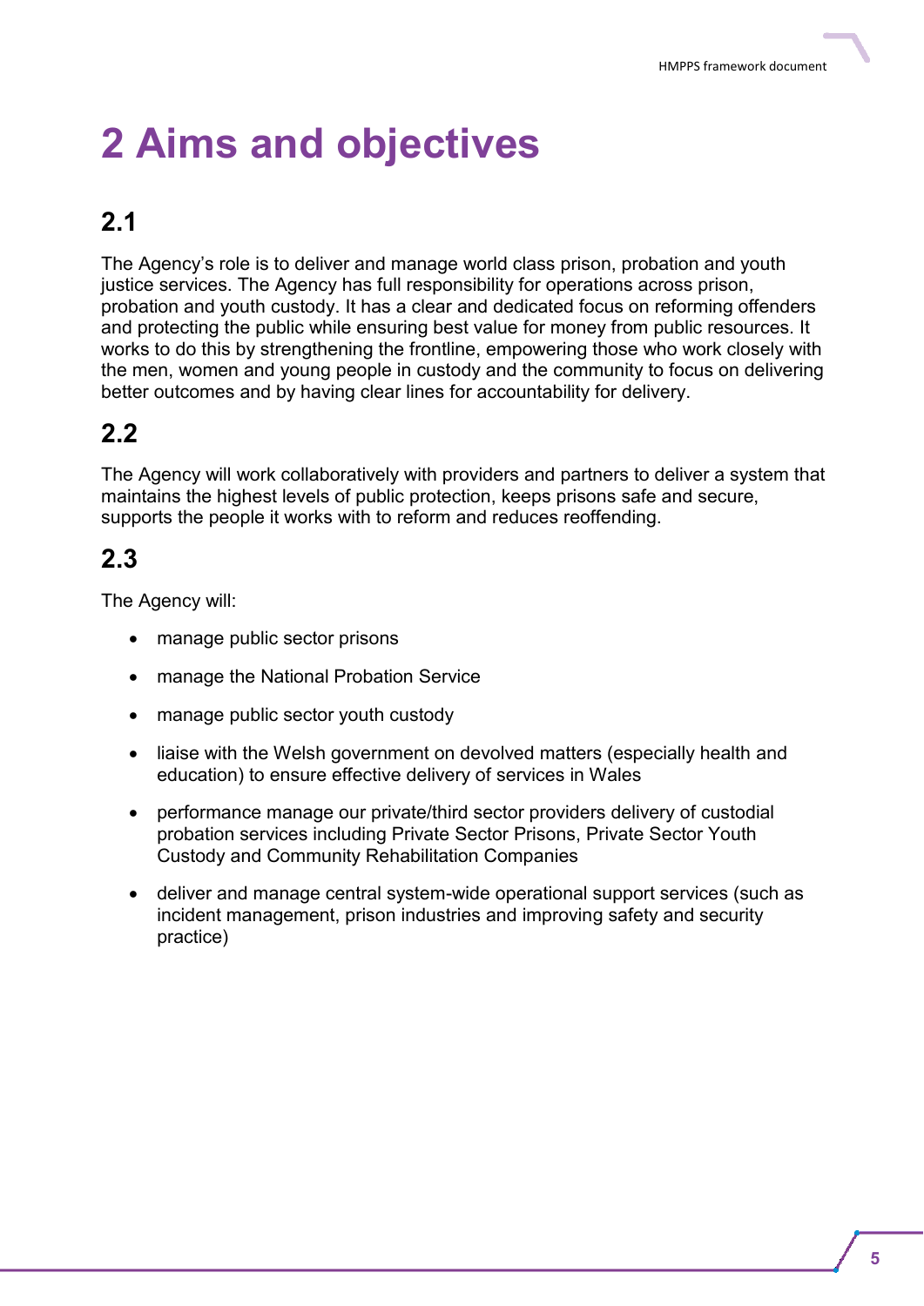# 2 Aims and objectives

## 2.1

The Agency’s role is to deliver and manage world class prison, probation and youth justice services. The Agency has full responsibility for operations across prison, probation and youth custody. It has a clear and dedicated focus on reforming offenders and protecting the public while ensuring best value for money from public resources. It works to do this by strengthening the frontline, empowering those who work closely with the men, women and young people in custody and the community to focus on delivering better outcomes and by having clear lines for accountability for delivery.

## 2.2

The Agency will work collaboratively with providers and partners to deliver a system that maintains the highest levels of public protection, keeps prisons safe and secure, supports the people it works with to reform and reduces reoffending.

## 2.3

The Agency will:

- manage public sector prisons
- manage the National Probation Service
- manage public sector youth custody
- liaise with the Welsh government on devolved matters (especially health and education) to ensure effective delivery of services in Wales
- performance manage our private/third sector providers delivery of custodial probation services including Private Sector Prisons, Private Sector Youth Custody and Community Rehabilitation Companies
- deliver and manage central system-wide operational support services (such as incident management, prison industries and improving safety and security practice)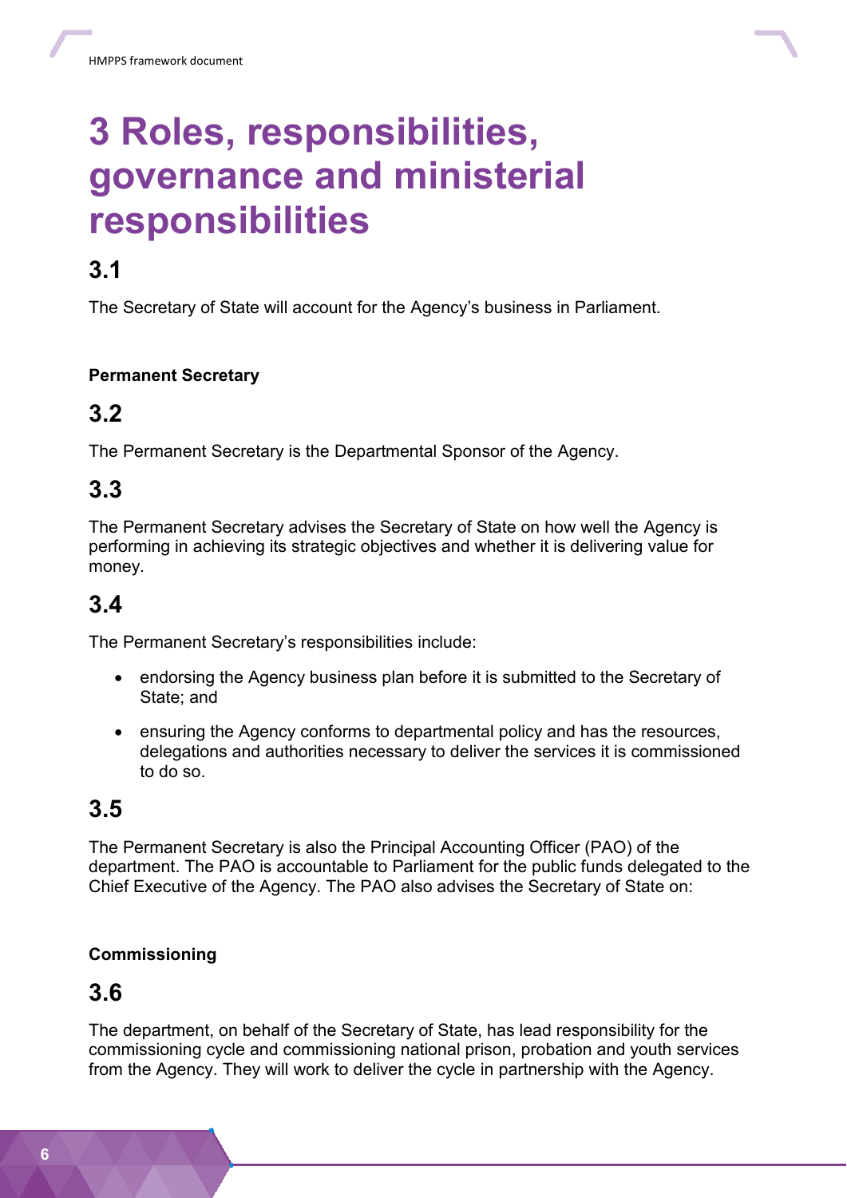# 3 Roles, responsibilities, governance and ministerial responsibilities

## 3.1

The Secretary of State will account for the Agency's business in Parliament.

**Permanent Secretary**

## 3.2

The Permanent Secretary is the Departmental Sponsor of the Agency.

## 3.3

The Permanent Secretary advises the Secretary of State on how well the Agency is performing in achieving its strategic objectives and whether it is delivering value for money.

## 3.4

The Permanent Secretary's responsibilities include:

- endorsing the Agency business plan before it is submitted to the Secretary of State; and
- ensuring the Agency conforms to departmental policy and has the resources, delegations and authorities necessary to deliver the services it is commissioned to do so.

## 3.5

The Permanent Secretary is also the Principal Accounting Officer (PAO) of the department. The PAO is accountable to Parliament for the public funds delegated to the Chief Executive of the Agency. The PAO also advises the Secretary of State on:

**Commissioning**

## 3.6

The department, on behalf of the Secretary of State, has lead responsibility for the commissioning cycle and commissioning national prison, probation and youth services from the Agency. They will work to deliver the cycle in partnership with the Agency.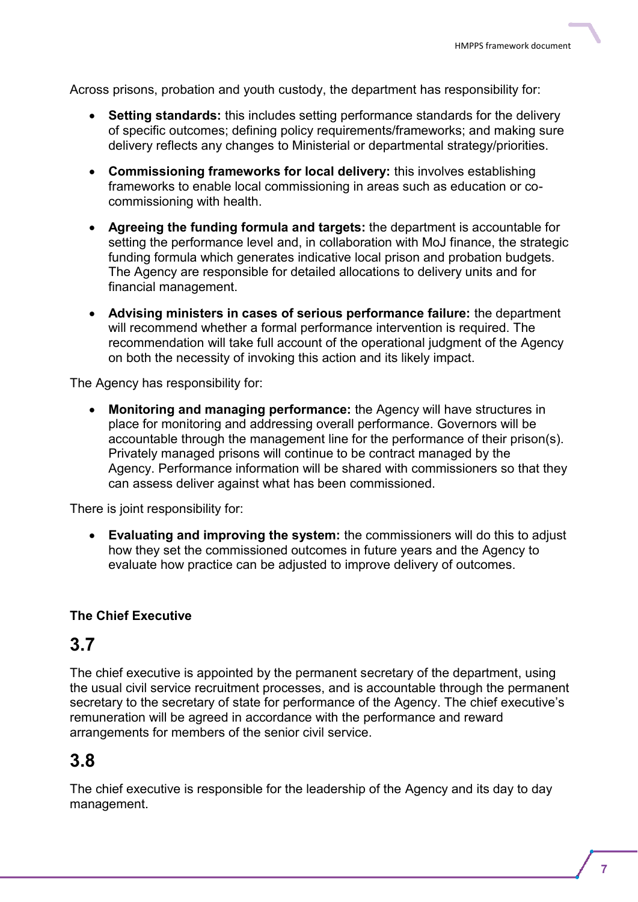Across prisons, probation and youth custody, the department has responsibility for:

- **Setting standards:** this includes setting performance standards for the delivery of specific outcomes; defining policy requirements/frameworks; and making sure delivery reflects any changes to Ministerial or departmental strategy/priorities.
- **Commissioning frameworks for local delivery:** this involves establishing frameworks to enable local commissioning in areas such as education or co-commissioning with health.
- **Agreeing the funding formula and targets:** the department is accountable for setting the performance level and, in collaboration with MoJ finance, the strategic funding formula which generates indicative local prison and probation budgets. The Agency are responsible for detailed allocations to delivery units and for financial management.
- **Advising ministers in cases of serious performance failure:** the department will recommend whether a formal performance intervention is required. The recommendation will take full account of the operational judgment of the Agency on both the necessity of invoking this action and its likely impact.

The Agency has responsibility for:

- **Monitoring and managing performance:** the Agency will have structures in place for monitoring and addressing overall performance. Governors will be accountable through the management line for the performance of their prison(s). Privately managed prisons will continue to be contract managed by the Agency. Performance information will be shared with commissioners so that they can assess deliver against what has been commissioned.

There is joint responsibility for:

- **Evaluating and improving the system:** the commissioners will do this to adjust how they set the commissioned outcomes in future years and the Agency to evaluate how practice can be adjusted to improve delivery of outcomes.

**The Chief Executive**

## 3.7

The chief executive is appointed by the permanent secretary of the department, using the usual civil service recruitment processes, and is accountable through the permanent secretary to the secretary of state for performance of the Agency. The chief executive's remuneration will be agreed in accordance with the performance and reward arrangements for members of the senior civil service.

## 3.8

The chief executive is responsible for the leadership of the Agency and its day to day management.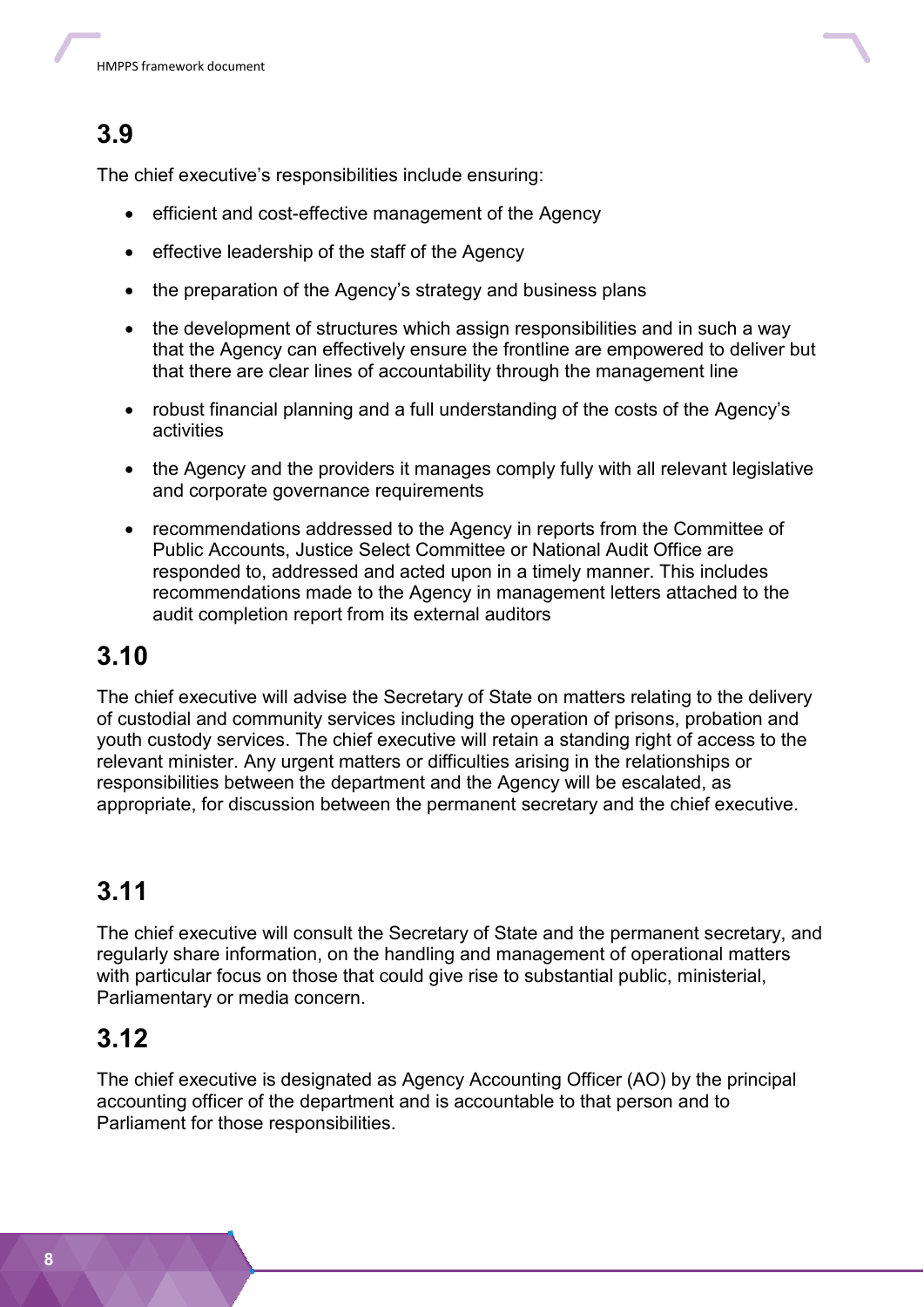## 3.9

The chief executive's responsibilities include ensuring:

- efficient and cost-effective management of the Agency
- effective leadership of the staff of the Agency
- the preparation of the Agency's strategy and business plans
- the development of structures which assign responsibilities and in such a way that the Agency can effectively ensure the frontline are empowered to deliver but that there are clear lines of accountability through the management line
- robust financial planning and a full understanding of the costs of the Agency's activities
- the Agency and the providers it manages comply fully with all relevant legislative and corporate governance requirements
- recommendations addressed to the Agency in reports from the Committee of Public Accounts, Justice Select Committee or National Audit Office are responded to, addressed and acted upon in a timely manner. This includes recommendations made to the Agency in management letters attached to the audit completion report from its external auditors

## 3.10

The chief executive will advise the Secretary of State on matters relating to the delivery of custodial and community services including the operation of prisons, probation and youth custody services. The chief executive will retain a standing right of access to the relevant minister. Any urgent matters or difficulties arising in the relationships or responsibilities between the department and the Agency will be escalated, as appropriate, for discussion between the permanent secretary and the chief executive.

## 3.11

The chief executive will consult the Secretary of State and the permanent secretary, and regularly share information, on the handling and management of operational matters with particular focus on those that could give rise to substantial public, ministerial, Parliamentary or media concern.

## 3.12

The chief executive is designated as Agency Accounting Officer (AO) by the principal accounting officer of the department and is accountable to that person and to Parliament for those responsibilities.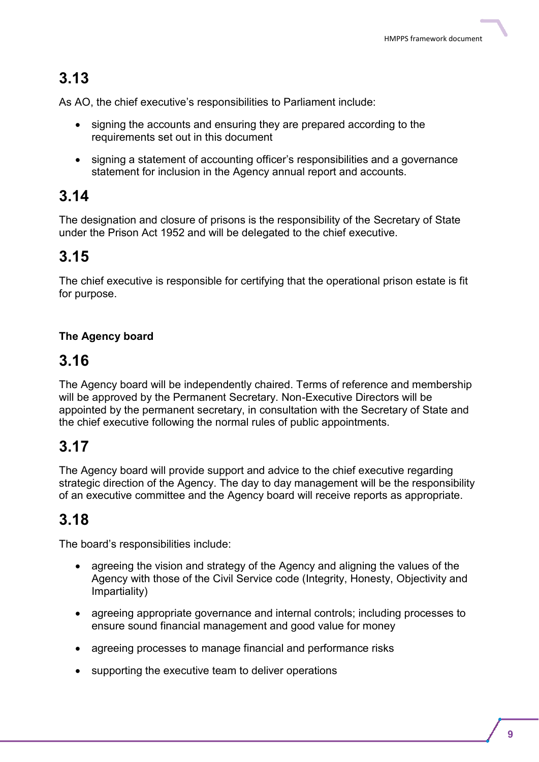## 3.13

As AO, the chief executive's responsibilities to Parliament include:

- signing the accounts and ensuring they are prepared according to the requirements set out in this document
- signing a statement of accounting officer's responsibilities and a governance statement for inclusion in the Agency annual report and accounts.

## 3.14

The designation and closure of prisons is the responsibility of the Secretary of State under the Prison Act 1952 and will be delegated to the chief executive.

## 3.15

The chief executive is responsible for certifying that the operational prison estate is fit for purpose.

**The Agency board**

## 3.16

The Agency board will be independently chaired. Terms of reference and membership will be approved by the Permanent Secretary. Non-Executive Directors will be appointed by the permanent secretary, in consultation with the Secretary of State and the chief executive following the normal rules of public appointments.

## 3.17

The Agency board will provide support and advice to the chief executive regarding strategic direction of the Agency. The day to day management will be the responsibility of an executive committee and the Agency board will receive reports as appropriate.

## 3.18

The board's responsibilities include:

- agreeing the vision and strategy of the Agency and aligning the values of the Agency with those of the Civil Service code (Integrity, Honesty, Objectivity and Impartiality)
- agreeing appropriate governance and internal controls; including processes to ensure sound financial management and good value for money
- agreeing processes to manage financial and performance risks
- supporting the executive team to deliver operations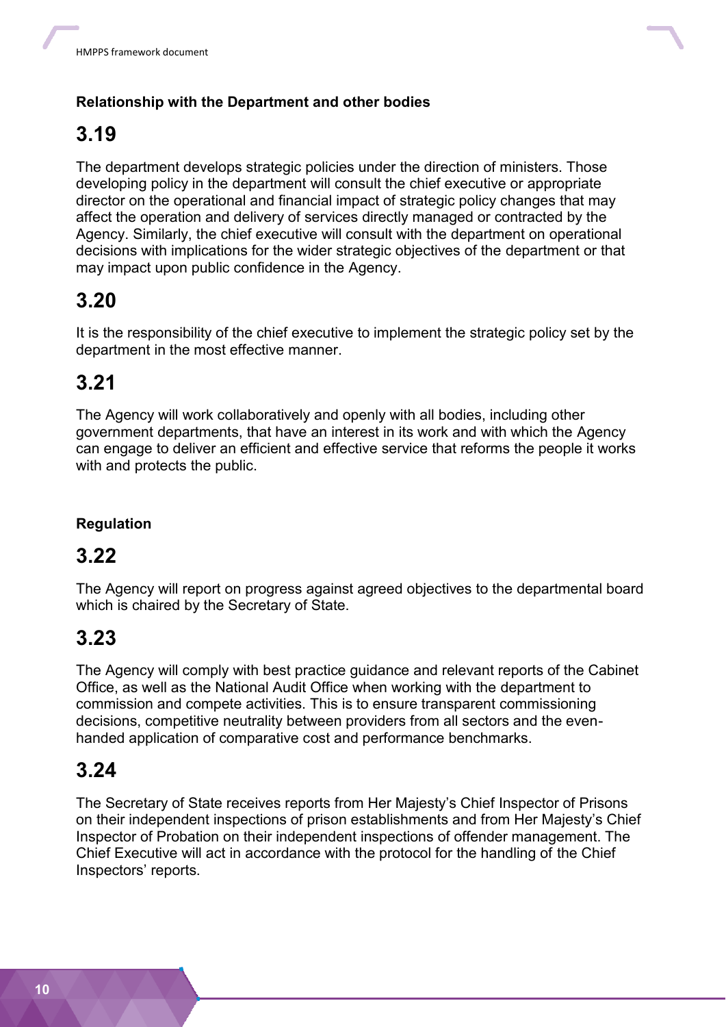**Relationship with the Department and other bodies**

## 3.19

The department develops strategic policies under the direction of ministers. Those developing policy in the department will consult the chief executive or appropriate director on the operational and financial impact of strategic policy changes that may affect the operation and delivery of services directly managed or contracted by the Agency. Similarly, the chief executive will consult with the department on operational decisions with implications for the wider strategic objectives of the department or that may impact upon public confidence in the Agency.

## 3.20

It is the responsibility of the chief executive to implement the strategic policy set by the department in the most effective manner.

## 3.21

The Agency will work collaboratively and openly with all bodies, including other government departments, that have an interest in its work and with which the Agency can engage to deliver an efficient and effective service that reforms the people it works with and protects the public.

**Regulation**

## 3.22

The Agency will report on progress against agreed objectives to the departmental board which is chaired by the Secretary of State.

## 3.23

The Agency will comply with best practice guidance and relevant reports of the Cabinet Office, as well as the National Audit Office when working with the department to commission and compete activities. This is to ensure transparent commissioning decisions, competitive neutrality between providers from all sectors and the even-handed application of comparative cost and performance benchmarks.

## 3.24

The Secretary of State receives reports from Her Majesty's Chief Inspector of Prisons on their independent inspections of prison establishments and from Her Majesty's Chief Inspector of Probation on their independent inspections of offender management. The Chief Executive will act in accordance with the protocol for the handling of the Chief Inspectors' reports.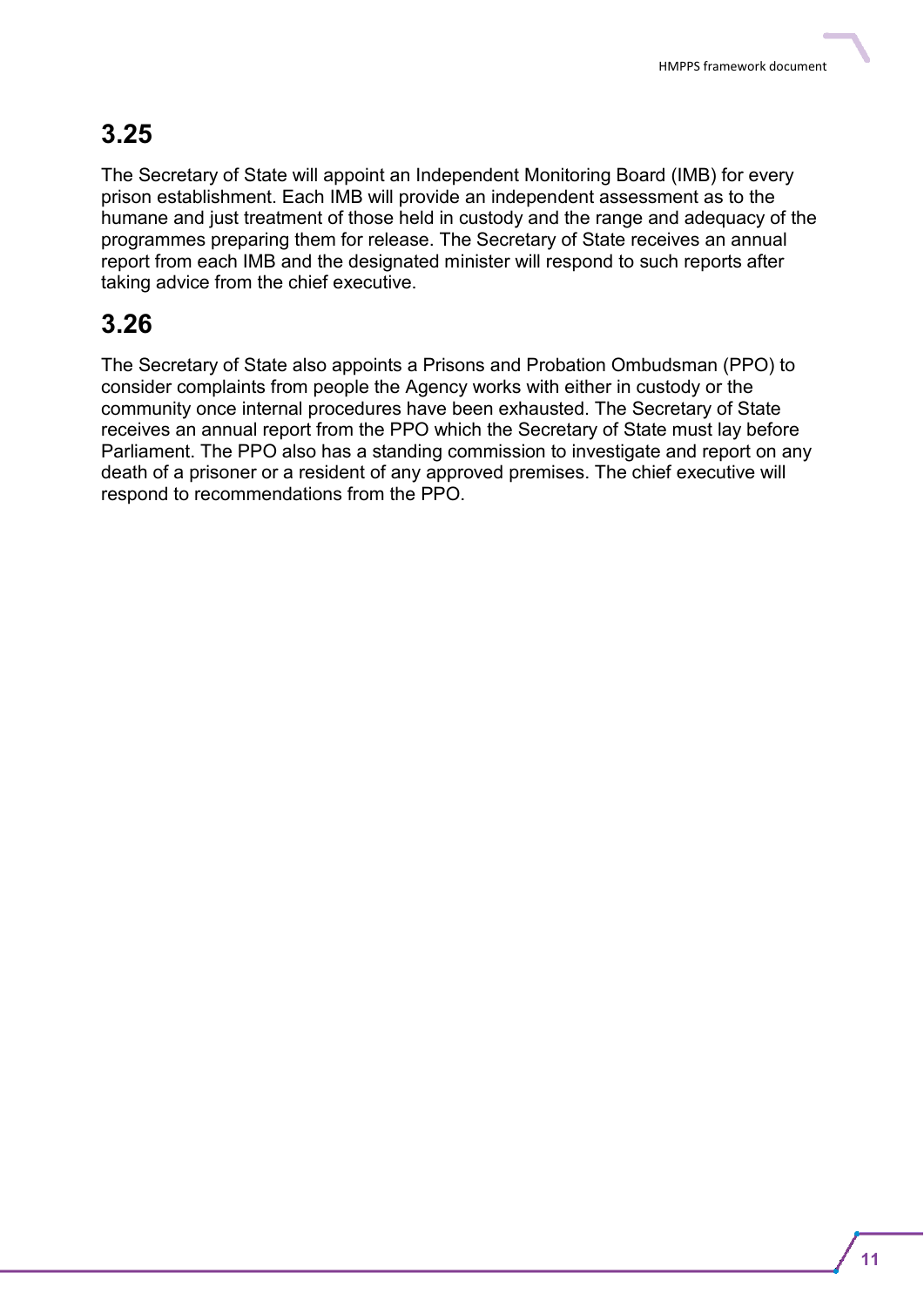## 3.25

The Secretary of State will appoint an Independent Monitoring Board (IMB) for every prison establishment. Each IMB will provide an independent assessment as to the humane and just treatment of those held in custody and the range and adequacy of the programmes preparing them for release. The Secretary of State receives an annual report from each IMB and the designated minister will respond to such reports after taking advice from the chief executive.

## 3.26

The Secretary of State also appoints a Prisons and Probation Ombudsman (PPO) to consider complaints from people the Agency works with either in custody or the community once internal procedures have been exhausted. The Secretary of State receives an annual report from the PPO which the Secretary of State must lay before Parliament. The PPO also has a standing commission to investigate and report on any death of a prisoner or a resident of any approved premises. The chief executive will respond to recommendations from the PPO.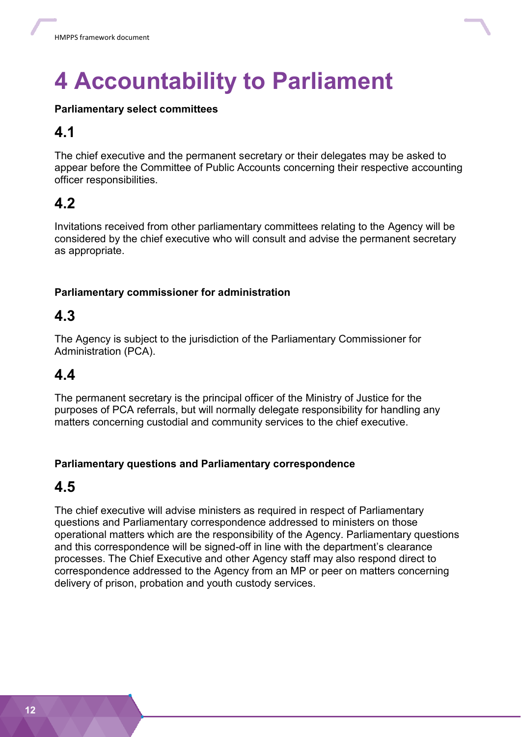# 4 Accountability to Parliament

**Parliamentary select committees**

## 4.1

The chief executive and the permanent secretary or their delegates may be asked to appear before the Committee of Public Accounts concerning their respective accounting officer responsibilities.

## 4.2

Invitations received from other parliamentary committees relating to the Agency will be considered by the chief executive who will consult and advise the permanent secretary as appropriate.

**Parliamentary commissioner for administration**

## 4.3

The Agency is subject to the jurisdiction of the Parliamentary Commissioner for Administration (PCA).

## 4.4

The permanent secretary is the principal officer of the Ministry of Justice for the purposes of PCA referrals, but will normally delegate responsibility for handling any matters concerning custodial and community services to the chief executive.

**Parliamentary questions and Parliamentary correspondence**

## 4.5

The chief executive will advise ministers as required in respect of Parliamentary questions and Parliamentary correspondence addressed to ministers on those operational matters which are the responsibility of the Agency. Parliamentary questions and this correspondence will be signed-off in line with the department's clearance processes. The Chief Executive and other Agency staff may also respond direct to correspondence addressed to the Agency from an MP or peer on matters concerning delivery of prison, probation and youth custody services.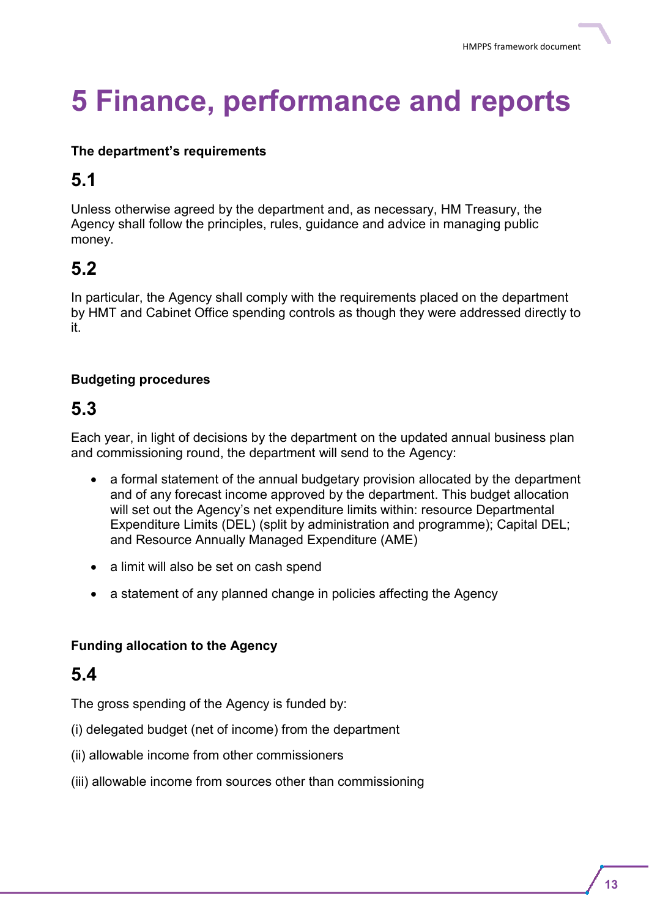# 5 Finance, performance and reports

**The department's requirements**

## 5.1

Unless otherwise agreed by the department and, as necessary, HM Treasury, the Agency shall follow the principles, rules, guidance and advice in managing public money.

## 5.2

In particular, the Agency shall comply with the requirements placed on the department by HMT and Cabinet Office spending controls as though they were addressed directly to it.

**Budgeting procedures**

## 5.3

Each year, in light of decisions by the department on the updated annual business plan and commissioning round, the department will send to the Agency:

- a formal statement of the annual budgetary provision allocated by the department and of any forecast income approved by the department. This budget allocation will set out the Agency's net expenditure limits within: resource Departmental Expenditure Limits (DEL) (split by administration and programme); Capital DEL; and Resource Annually Managed Expenditure (AME)
- a limit will also be set on cash spend
- a statement of any planned change in policies affecting the Agency

**Funding allocation to the Agency**

## 5.4

The gross spending of the Agency is funded by:

(i) delegated budget (net of income) from the department

(ii) allowable income from other commissioners

(iii) allowable income from sources other than commissioning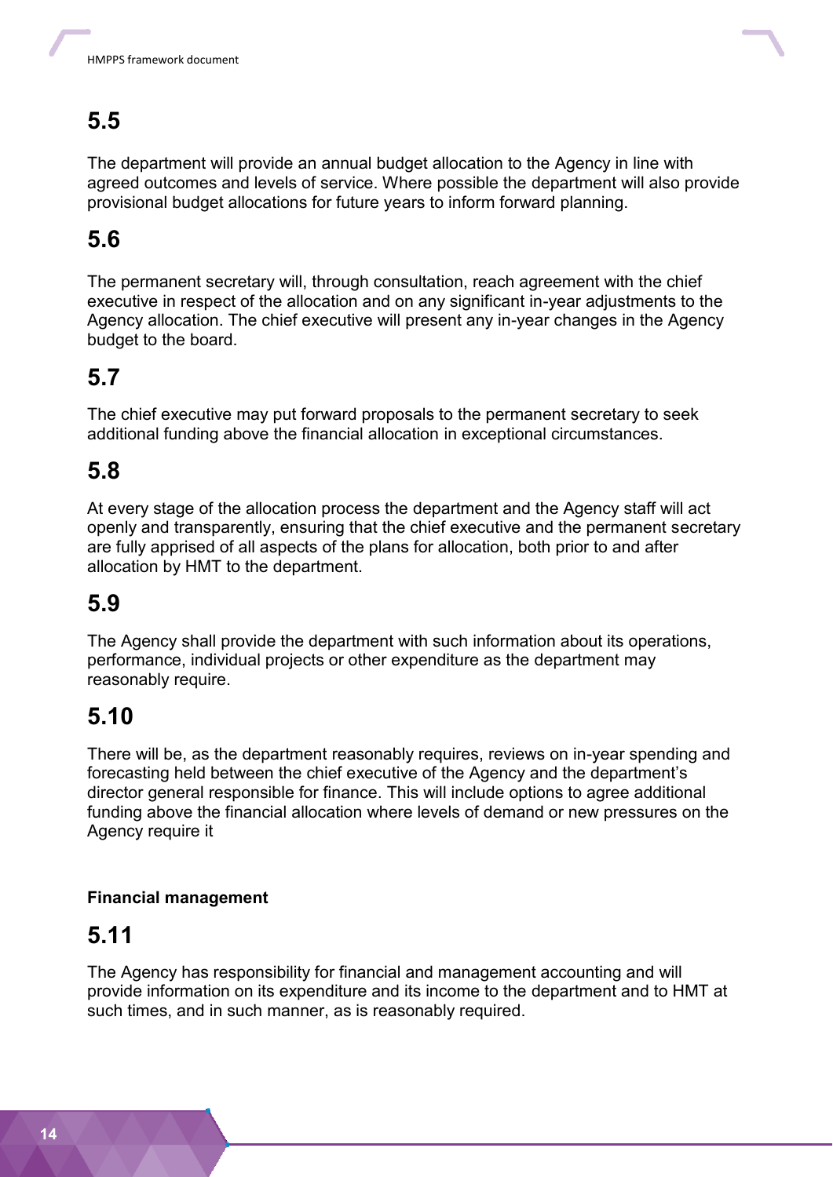## 5.5

The department will provide an annual budget allocation to the Agency in line with agreed outcomes and levels of service. Where possible the department will also provide provisional budget allocations for future years to inform forward planning.

## 5.6

The permanent secretary will, through consultation, reach agreement with the chief executive in respect of the allocation and on any significant in-year adjustments to the Agency allocation. The chief executive will present any in-year changes in the Agency budget to the board.

## 5.7

The chief executive may put forward proposals to the permanent secretary to seek additional funding above the financial allocation in exceptional circumstances.

## 5.8

At every stage of the allocation process the department and the Agency staff will act openly and transparently, ensuring that the chief executive and the permanent secretary are fully apprised of all aspects of the plans for allocation, both prior to and after allocation by HMT to the department.

## 5.9

The Agency shall provide the department with such information about its operations, performance, individual projects or other expenditure as the department may reasonably require.

## 5.10

There will be, as the department reasonably requires, reviews on in-year spending and forecasting held between the chief executive of the Agency and the department's director general responsible for finance. This will include options to agree additional funding above the financial allocation where levels of demand or new pressures on the Agency require it

**Financial management**

## 5.11

The Agency has responsibility for financial and management accounting and will provide information on its expenditure and its income to the department and to HMT at such times, and in such manner, as is reasonably required.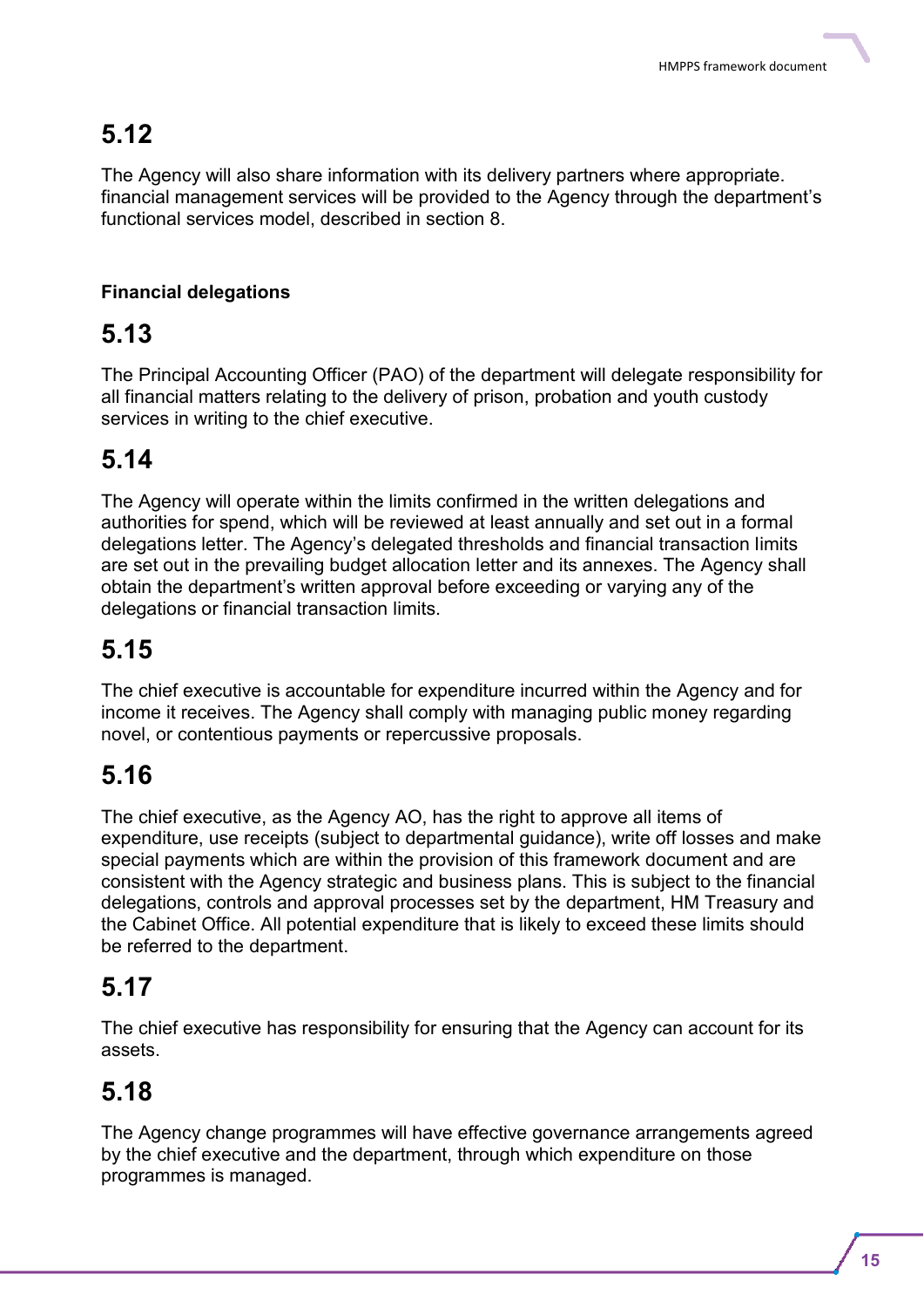## 5.12

The Agency will also share information with its delivery partners where appropriate. financial management services will be provided to the Agency through the department's functional services model, described in section 8.

**Financial delegations**

## 5.13

The Principal Accounting Officer (PAO) of the department will delegate responsibility for all financial matters relating to the delivery of prison, probation and youth custody services in writing to the chief executive.

## 5.14

The Agency will operate within the limits confirmed in the written delegations and authorities for spend, which will be reviewed at least annually and set out in a formal delegations letter. The Agency's delegated thresholds and financial transaction limits are set out in the prevailing budget allocation letter and its annexes. The Agency shall obtain the department's written approval before exceeding or varying any of the delegations or financial transaction limits.

## 5.15

The chief executive is accountable for expenditure incurred within the Agency and for income it receives. The Agency shall comply with managing public money regarding novel, or contentious payments or repercussive proposals.

## 5.16

The chief executive, as the Agency AO, has the right to approve all items of expenditure, use receipts (subject to departmental guidance), write off losses and make special payments which are within the provision of this framework document and are consistent with the Agency strategic and business plans. This is subject to the financial delegations, controls and approval processes set by the department, HM Treasury and the Cabinet Office. All potential expenditure that is likely to exceed these limits should be referred to the department.

## 5.17

The chief executive has responsibility for ensuring that the Agency can account for its assets.

## 5.18

The Agency change programmes will have effective governance arrangements agreed by the chief executive and the department, through which expenditure on those programmes is managed.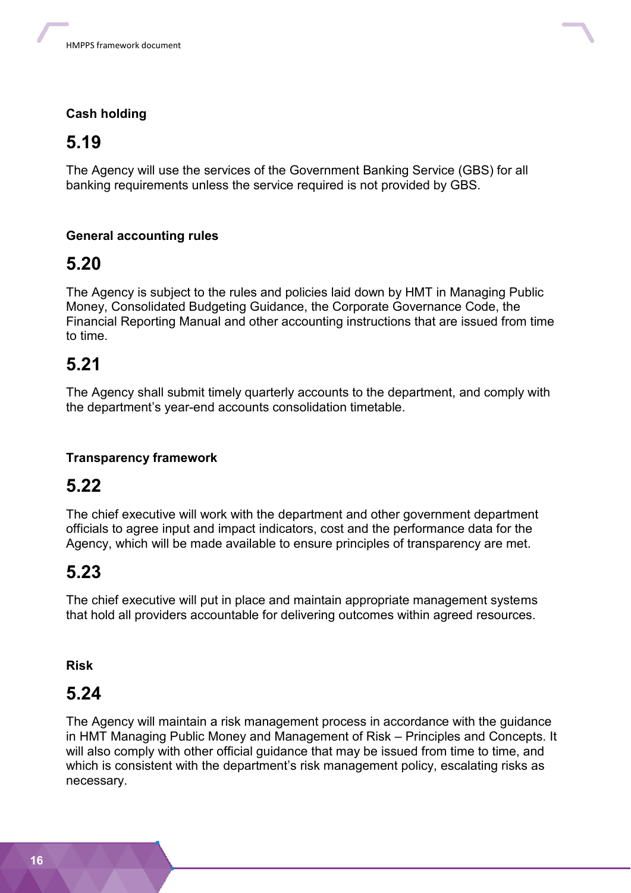**Cash holding**

## 5.19

The Agency will use the services of the Government Banking Service (GBS) for all banking requirements unless the service required is not provided by GBS.

**General accounting rules**

## 5.20

The Agency is subject to the rules and policies laid down by HMT in Managing Public Money, Consolidated Budgeting Guidance, the Corporate Governance Code, the Financial Reporting Manual and other accounting instructions that are issued from time to time.

## 5.21

The Agency shall submit timely quarterly accounts to the department, and comply with the department's year-end accounts consolidation timetable.

**Transparency framework**

## 5.22

The chief executive will work with the department and other government department officials to agree input and impact indicators, cost and the performance data for the Agency, which will be made available to ensure principles of transparency are met.

## 5.23

The chief executive will put in place and maintain appropriate management systems that hold all providers accountable for delivering outcomes within agreed resources.

**Risk**

## 5.24

The Agency will maintain a risk management process in accordance with the guidance in HMT Managing Public Money and Management of Risk – Principles and Concepts. It will also comply with other official guidance that may be issued from time to time, and which is consistent with the department's risk management policy, escalating risks as necessary.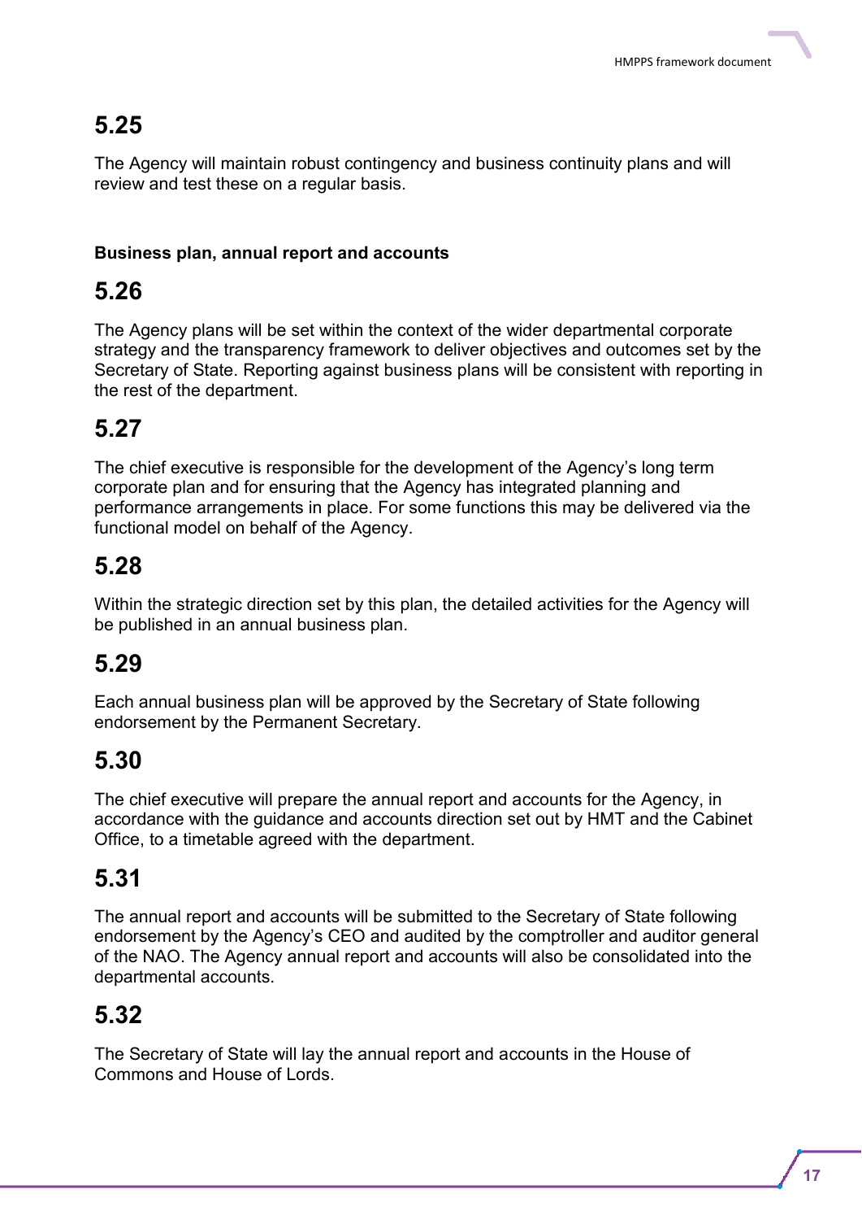## 5.25

The Agency will maintain robust contingency and business continuity plans and will review and test these on a regular basis.

**Business plan, annual report and accounts**

## 5.26

The Agency plans will be set within the context of the wider departmental corporate strategy and the transparency framework to deliver objectives and outcomes set by the Secretary of State. Reporting against business plans will be consistent with reporting in the rest of the department.

## 5.27

The chief executive is responsible for the development of the Agency's long term corporate plan and for ensuring that the Agency has integrated planning and performance arrangements in place. For some functions this may be delivered via the functional model on behalf of the Agency.

## 5.28

Within the strategic direction set by this plan, the detailed activities for the Agency will be published in an annual business plan.

## 5.29

Each annual business plan will be approved by the Secretary of State following endorsement by the Permanent Secretary.

## 5.30

The chief executive will prepare the annual report and accounts for the Agency, in accordance with the guidance and accounts direction set out by HMT and the Cabinet Office, to a timetable agreed with the department.

## 5.31

The annual report and accounts will be submitted to the Secretary of State following endorsement by the Agency's CEO and audited by the comptroller and auditor general of the NAO. The Agency annual report and accounts will also be consolidated into the departmental accounts.

## 5.32

The Secretary of State will lay the annual report and accounts in the House of Commons and House of Lords.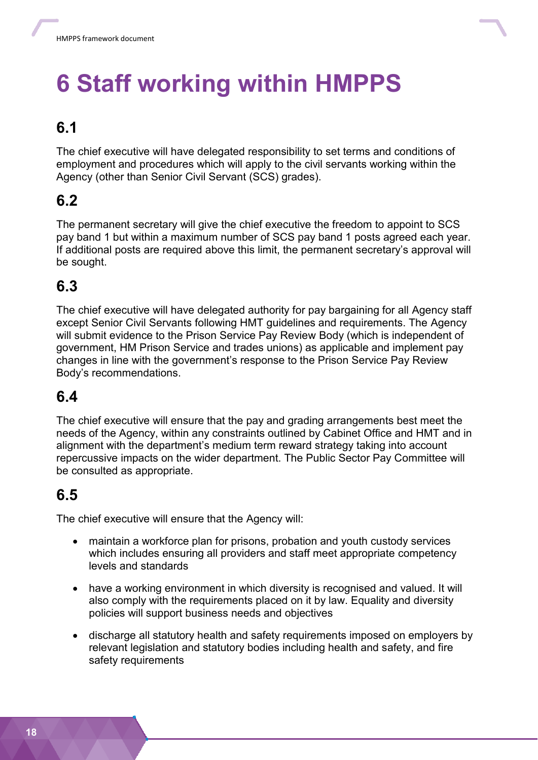# 6 Staff working within HMPPS

## 6.1

The chief executive will have delegated responsibility to set terms and conditions of employment and procedures which will apply to the civil servants working within the Agency (other than Senior Civil Servant (SCS) grades).

## 6.2

The permanent secretary will give the chief executive the freedom to appoint to SCS pay band 1 but within a maximum number of SCS pay band 1 posts agreed each year. If additional posts are required above this limit, the permanent secretary's approval will be sought.

## 6.3

The chief executive will have delegated authority for pay bargaining for all Agency staff except Senior Civil Servants following HMT guidelines and requirements. The Agency will submit evidence to the Prison Service Pay Review Body (which is independent of government, HM Prison Service and trades unions) as applicable and implement pay changes in line with the government's response to the Prison Service Pay Review Body's recommendations.

## 6.4

The chief executive will ensure that the pay and grading arrangements best meet the needs of the Agency, within any constraints outlined by Cabinet Office and HMT and in alignment with the department's medium term reward strategy taking into account repercussive impacts on the wider department. The Public Sector Pay Committee will be consulted as appropriate.

## 6.5

The chief executive will ensure that the Agency will:

- maintain a workforce plan for prisons, probation and youth custody services which includes ensuring all providers and staff meet appropriate competency levels and standards
- have a working environment in which diversity is recognised and valued. It will also comply with the requirements placed on it by law. Equality and diversity policies will support business needs and objectives
- discharge all statutory health and safety requirements imposed on employers by relevant legislation and statutory bodies including health and safety, and fire safety requirements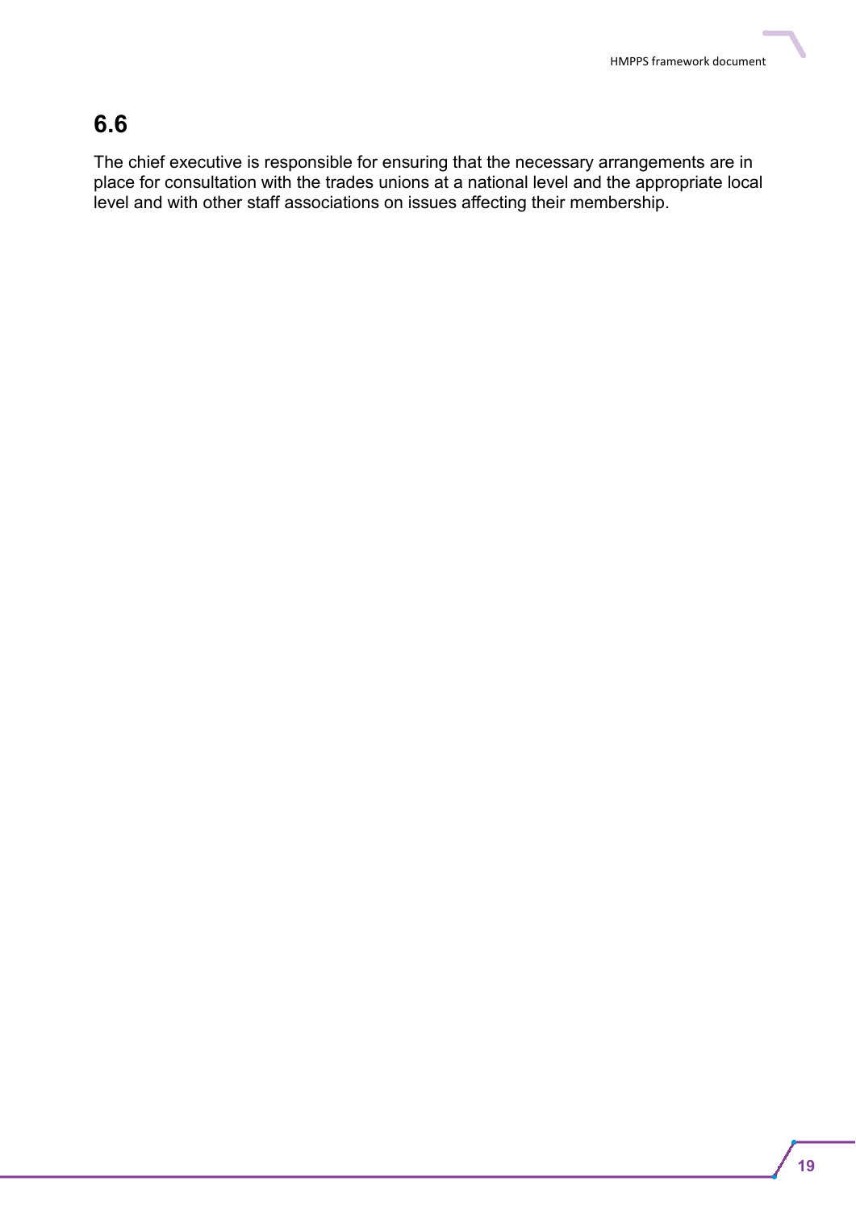## 6.6

The chief executive is responsible for ensuring that the necessary arrangements are in place for consultation with the trades unions at a national level and the appropriate local level and with other staff associations on issues affecting their membership.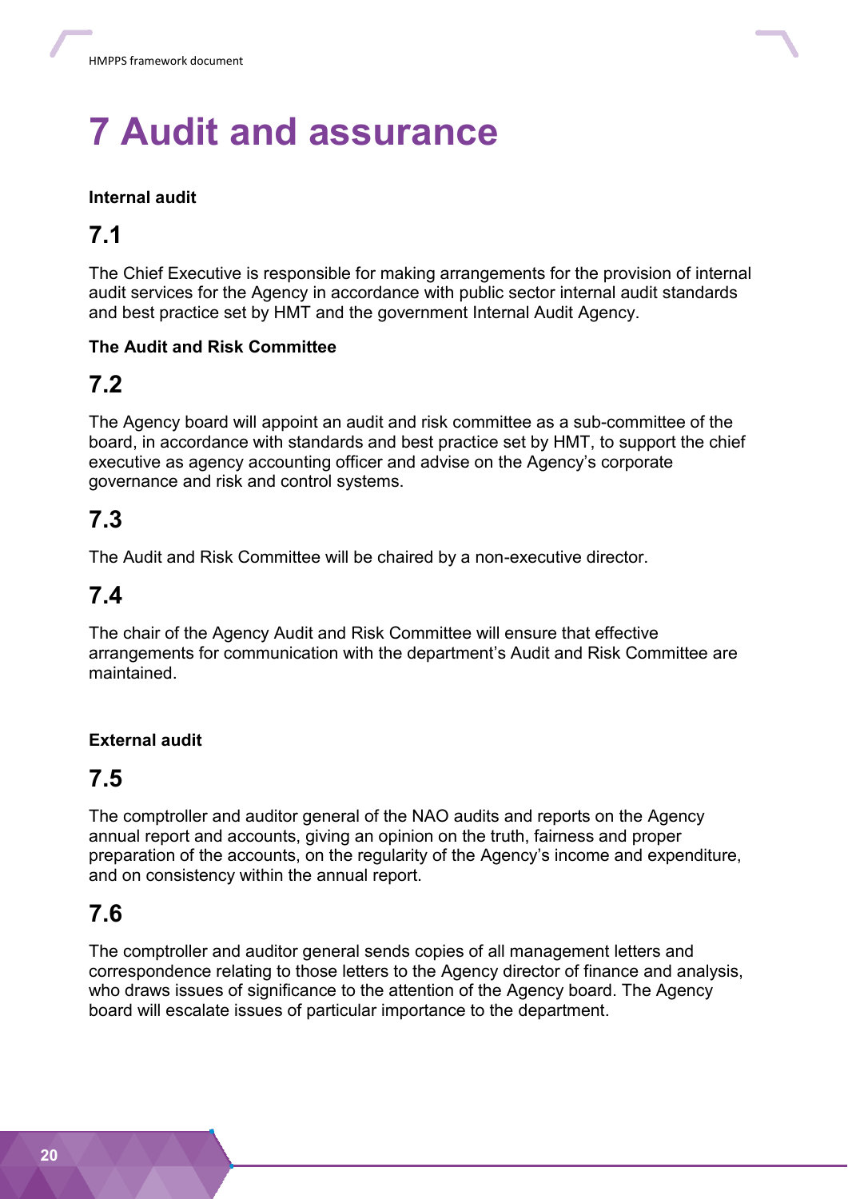# 7 Audit and assurance

**Internal audit**

## 7.1

The Chief Executive is responsible for making arrangements for the provision of internal audit services for the Agency in accordance with public sector internal audit standards and best practice set by HMT and the government Internal Audit Agency.

**The Audit and Risk Committee**

## 7.2

The Agency board will appoint an audit and risk committee as a sub-committee of the board, in accordance with standards and best practice set by HMT, to support the chief executive as agency accounting officer and advise on the Agency's corporate governance and risk and control systems.

## 7.3

The Audit and Risk Committee will be chaired by a non-executive director.

## 7.4

The chair of the Agency Audit and Risk Committee will ensure that effective arrangements for communication with the department's Audit and Risk Committee are maintained.

**External audit**

## 7.5

The comptroller and auditor general of the NAO audits and reports on the Agency annual report and accounts, giving an opinion on the truth, fairness and proper preparation of the accounts, on the regularity of the Agency's income and expenditure, and on consistency within the annual report.

## 7.6

The comptroller and auditor general sends copies of all management letters and correspondence relating to those letters to the Agency director of finance and analysis, who draws issues of significance to the attention of the Agency board. The Agency board will escalate issues of particular importance to the department.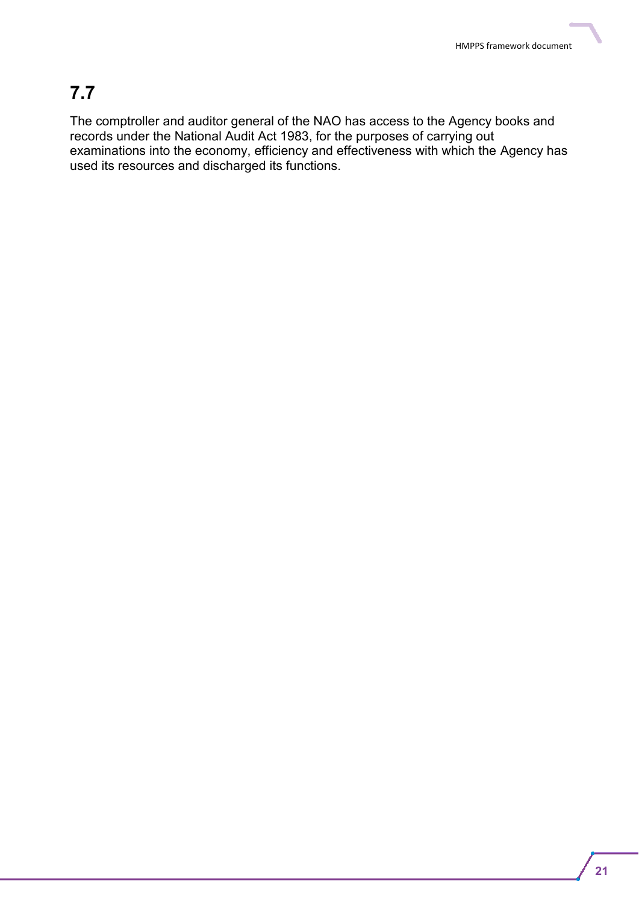## 7.7

The comptroller and auditor general of the NAO has access to the Agency books and records under the National Audit Act 1983, for the purposes of carrying out examinations into the economy, efficiency and effectiveness with which the Agency has used its resources and discharged its functions.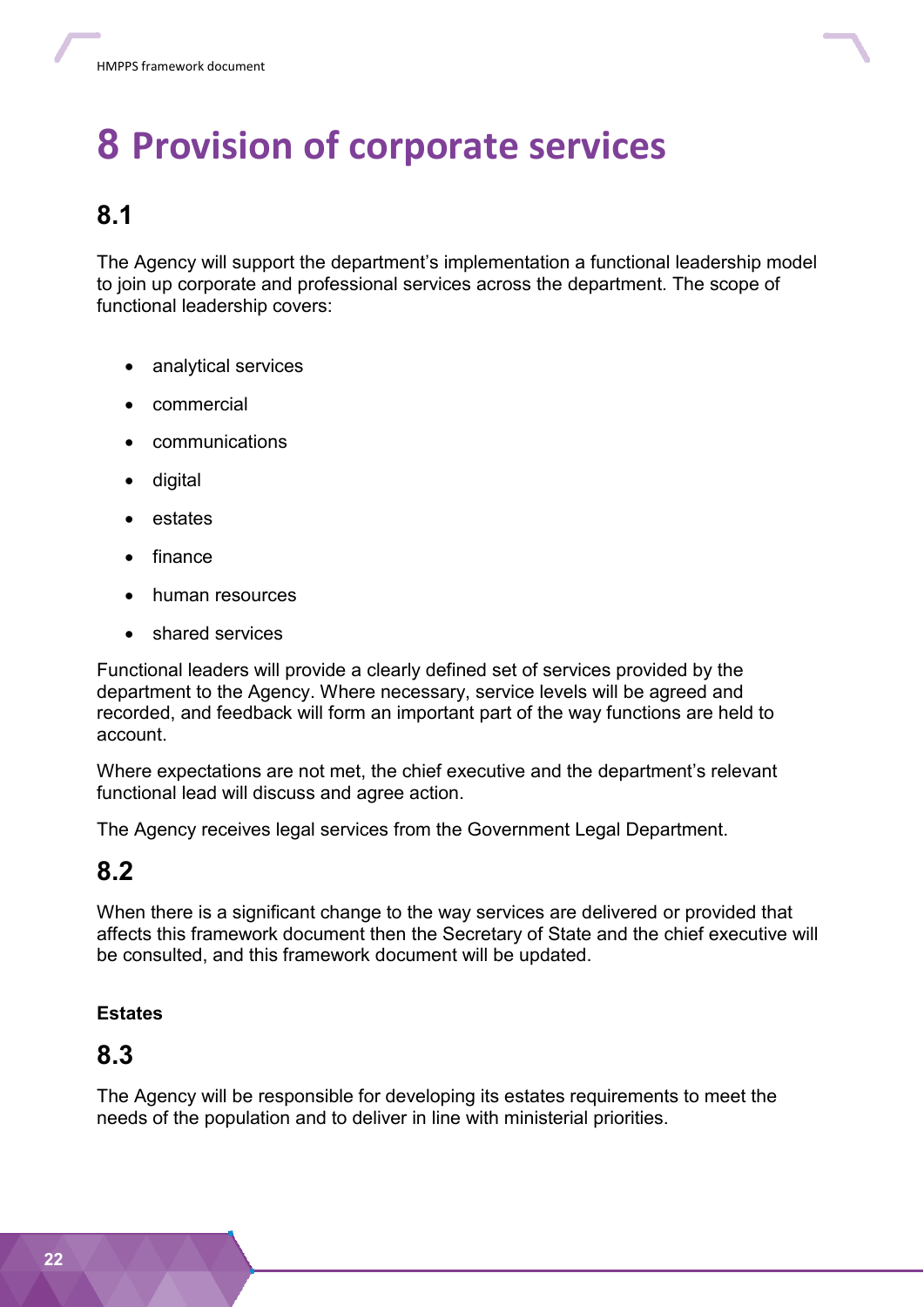# 8 Provision of corporate services

## 8.1

The Agency will support the department's implementation a functional leadership model to join up corporate and professional services across the department. The scope of functional leadership covers:

- analytical services
- commercial
- communications
- digital
- estates
- finance
- human resources
- shared services

Functional leaders will provide a clearly defined set of services provided by the department to the Agency. Where necessary, service levels will be agreed and recorded, and feedback will form an important part of the way functions are held to account.

Where expectations are not met, the chief executive and the department's relevant functional lead will discuss and agree action.

The Agency receives legal services from the Government Legal Department.

## 8.2

When there is a significant change to the way services are delivered or provided that affects this framework document then the Secretary of State and the chief executive will be consulted, and this framework document will be updated.

**Estates**

## 8.3

The Agency will be responsible for developing its estates requirements to meet the needs of the population and to deliver in line with ministerial priorities.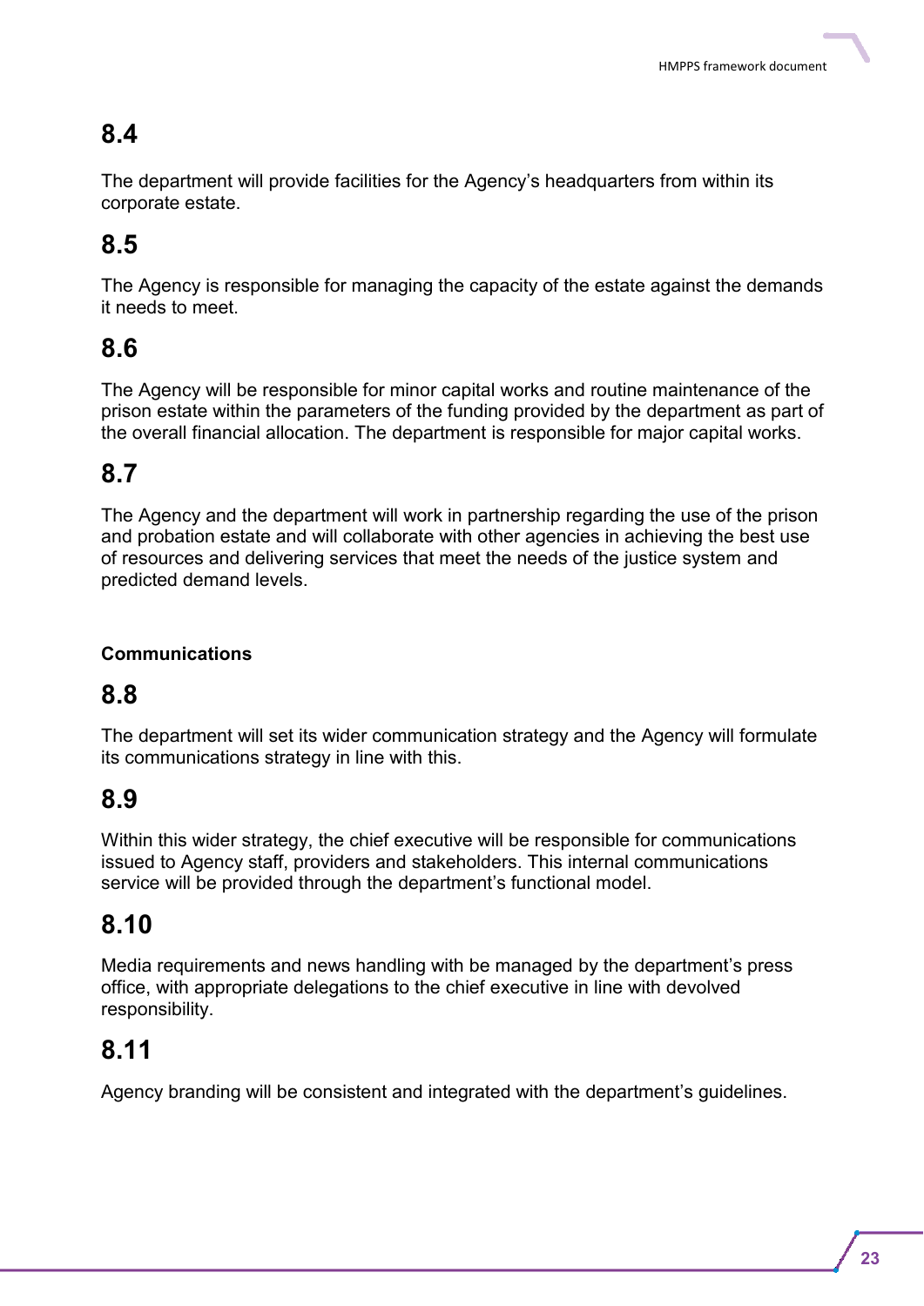## 8.4

The department will provide facilities for the Agency's headquarters from within its corporate estate.

## 8.5

The Agency is responsible for managing the capacity of the estate against the demands it needs to meet.

## 8.6

The Agency will be responsible for minor capital works and routine maintenance of the prison estate within the parameters of the funding provided by the department as part of the overall financial allocation. The department is responsible for major capital works.

## 8.7

The Agency and the department will work in partnership regarding the use of the prison and probation estate and will collaborate with other agencies in achieving the best use of resources and delivering services that meet the needs of the justice system and predicted demand levels.

### Communications

## 8.8

The department will set its wider communication strategy and the Agency will formulate its communications strategy in line with this.

## 8.9

Within this wider strategy, the chief executive will be responsible for communications issued to Agency staff, providers and stakeholders. This internal communications service will be provided through the department's functional model.

## 8.10

Media requirements and news handling with be managed by the department's press office, with appropriate delegations to the chief executive in line with devolved responsibility.

## 8.11

Agency branding will be consistent and integrated with the department's guidelines.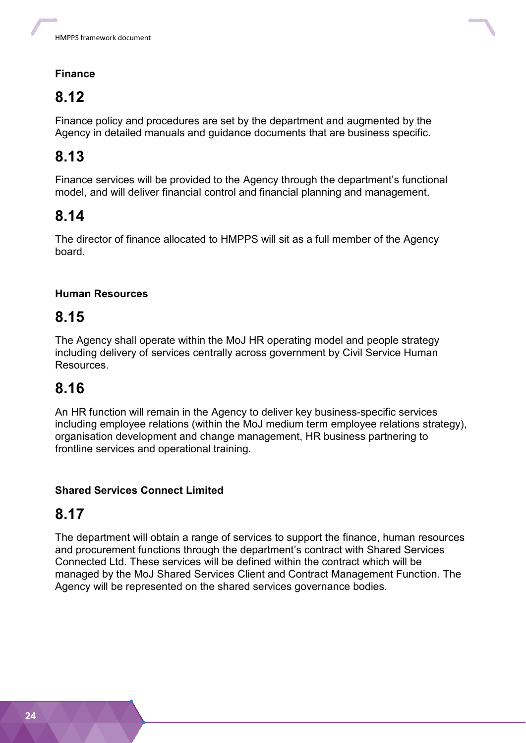**Finance**

## 8.12

Finance policy and procedures are set by the department and augmented by the Agency in detailed manuals and guidance documents that are business specific.

## 8.13

Finance services will be provided to the Agency through the department's functional model, and will deliver financial control and financial planning and management.

## 8.14

The director of finance allocated to HMPPS will sit as a full member of the Agency board.

**Human Resources**

## 8.15

The Agency shall operate within the MoJ HR operating model and people strategy including delivery of services centrally across government by Civil Service Human Resources.

## 8.16

An HR function will remain in the Agency to deliver key business-specific services including employee relations (within the MoJ medium term employee relations strategy), organisation development and change management, HR business partnering to frontline services and operational training.

**Shared Services Connect Limited**

## 8.17

The department will obtain a range of services to support the finance, human resources and procurement functions through the department's contract with Shared Services Connected Ltd. These services will be defined within the contract which will be managed by the MoJ Shared Services Client and Contract Management Function. The Agency will be represented on the shared services governance bodies.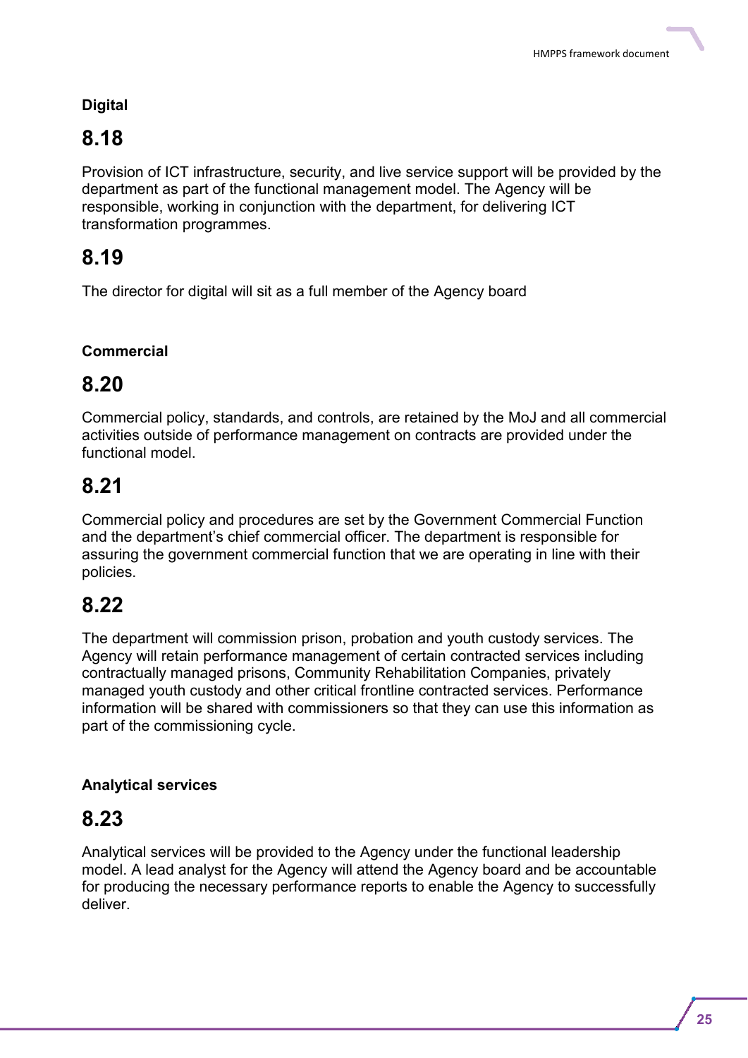**Digital**

## 8.18

Provision of ICT infrastructure, security, and live service support will be provided by the department as part of the functional management model. The Agency will be responsible, working in conjunction with the department, for delivering ICT transformation programmes.

## 8.19

The director for digital will sit as a full member of the Agency board

**Commercial**

## 8.20

Commercial policy, standards, and controls, are retained by the MoJ and all commercial activities outside of performance management on contracts are provided under the functional model.

## 8.21

Commercial policy and procedures are set by the Government Commercial Function and the department's chief commercial officer. The department is responsible for assuring the government commercial function that we are operating in line with their policies.

## 8.22

The department will commission prison, probation and youth custody services. The Agency will retain performance management of certain contracted services including contractually managed prisons, Community Rehabilitation Companies, privately managed youth custody and other critical frontline contracted services. Performance information will be shared with commissioners so that they can use this information as part of the commissioning cycle.

**Analytical services**

## 8.23

Analytical services will be provided to the Agency under the functional leadership model. A lead analyst for the Agency will attend the Agency board and be accountable for producing the necessary performance reports to enable the Agency to successfully deliver.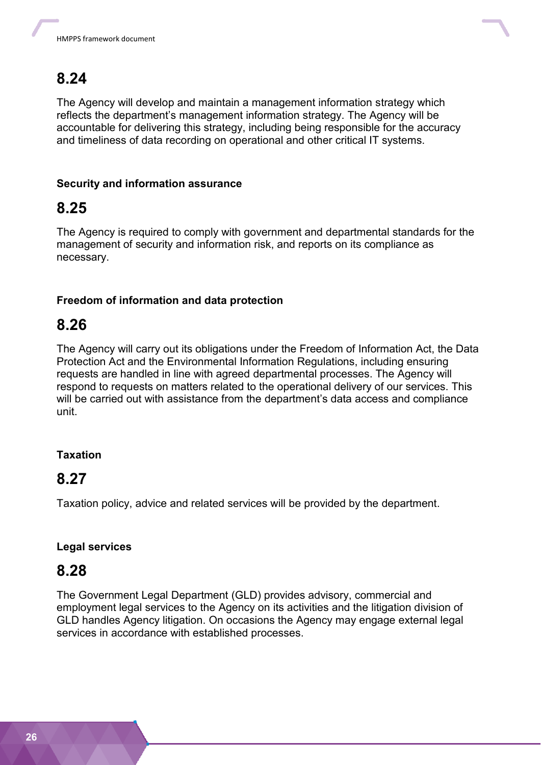## 8.24

The Agency will develop and maintain a management information strategy which reflects the department's management information strategy. The Agency will be accountable for delivering this strategy, including being responsible for the accuracy and timeliness of data recording on operational and other critical IT systems.

### Security and information assurance

## 8.25

The Agency is required to comply with government and departmental standards for the management of security and information risk, and reports on its compliance as necessary.

### Freedom of information and data protection

## 8.26

The Agency will carry out its obligations under the Freedom of Information Act, the Data Protection Act and the Environmental Information Regulations, including ensuring requests are handled in line with agreed departmental processes. The Agency will respond to requests on matters related to the operational delivery of our services. This will be carried out with assistance from the department's data access and compliance unit.

### Taxation

## 8.27

Taxation policy, advice and related services will be provided by the department.

### Legal services

## 8.28

The Government Legal Department (GLD) provides advisory, commercial and employment legal services to the Agency on its activities and the litigation division of GLD handles Agency litigation. On occasions the Agency may engage external legal services in accordance with established processes.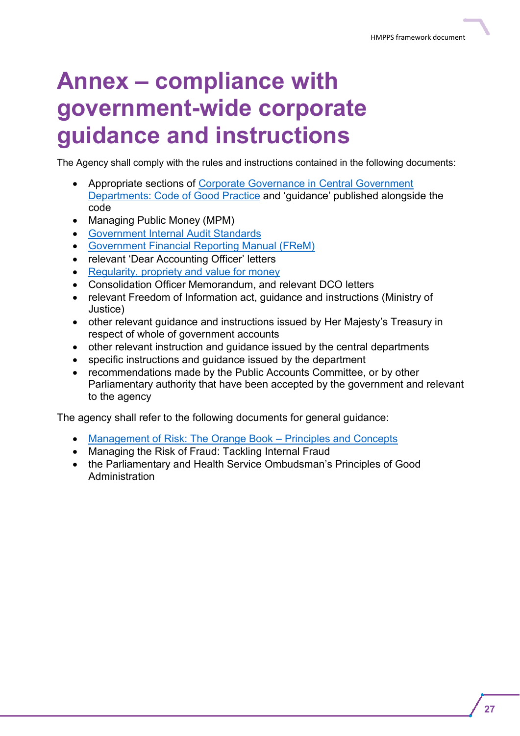# Annex – compliance with government-wide corporate guidance and instructions

The Agency shall comply with the rules and instructions contained in the following documents:

- Appropriate sections of Corporate Governance in Central Government Departments: Code of Good Practice and 'guidance' published alongside the code
- Managing Public Money (MPM)
- Government Internal Audit Standards
- Government Financial Reporting Manual (FReM)
- relevant 'Dear Accounting Officer' letters
- Regularity, propriety and value for money
- Consolidation Officer Memorandum, and relevant DCO letters
- relevant Freedom of Information act, guidance and instructions (Ministry of Justice)
- other relevant guidance and instructions issued by Her Majesty's Treasury in respect of whole of government accounts
- other relevant instruction and guidance issued by the central departments
- specific instructions and guidance issued by the department
- recommendations made by the Public Accounts Committee, or by other Parliamentary authority that have been accepted by the government and relevant to the agency

The agency shall refer to the following documents for general guidance:

- Management of Risk: The Orange Book – Principles and Concepts
- Managing the Risk of Fraud: Tackling Internal Fraud
- the Parliamentary and Health Service Ombudsman's Principles of Good Administration